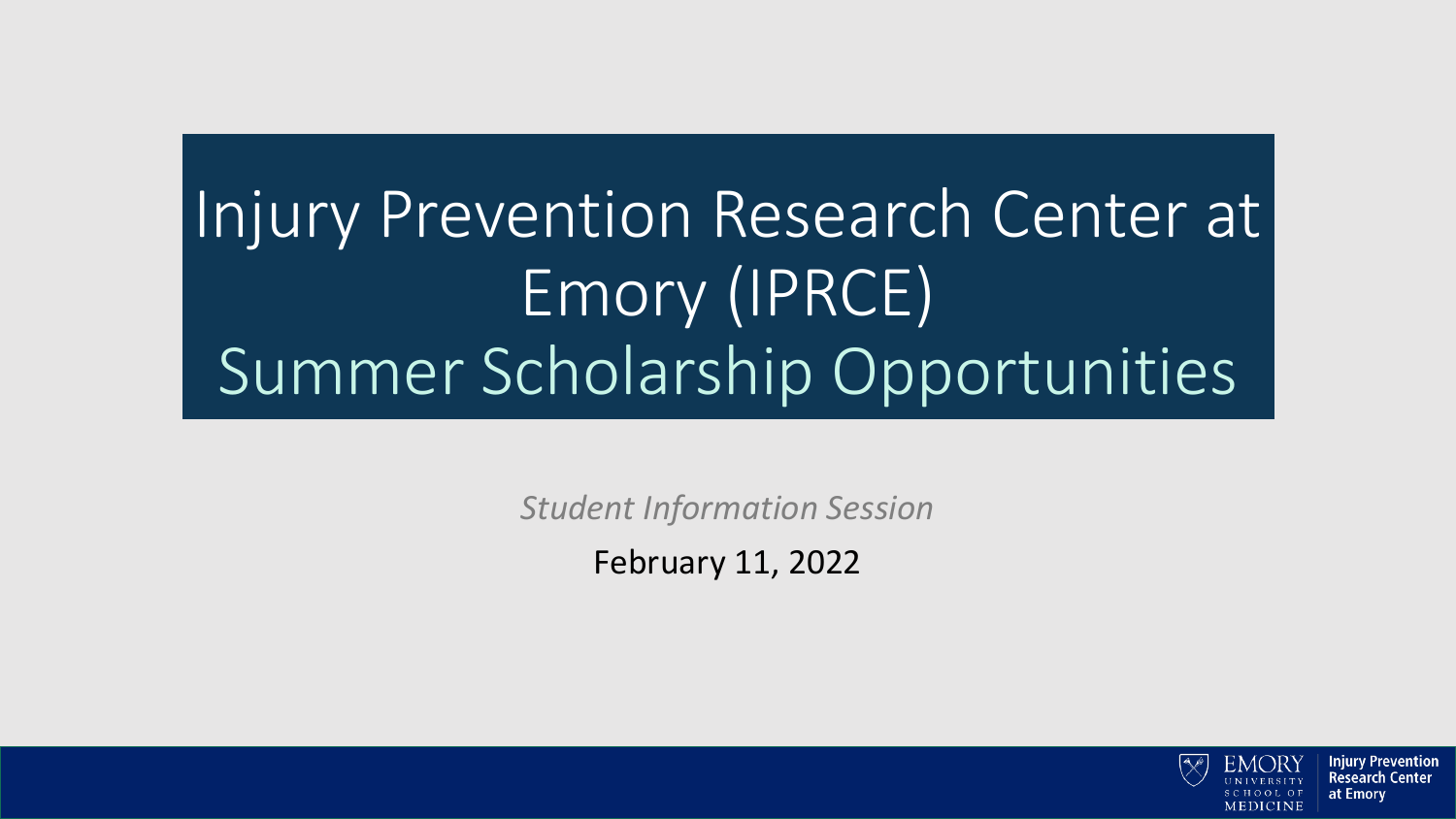# Injury Prevention Research Center at Emory (IPRCE)
## Summer Scholarship Opportunities

*Student Information Session*

February 11, 2022

EMORY UNIVERSITY SCHOOL OF MEDICINE | Injury Prevention Research Center at Emory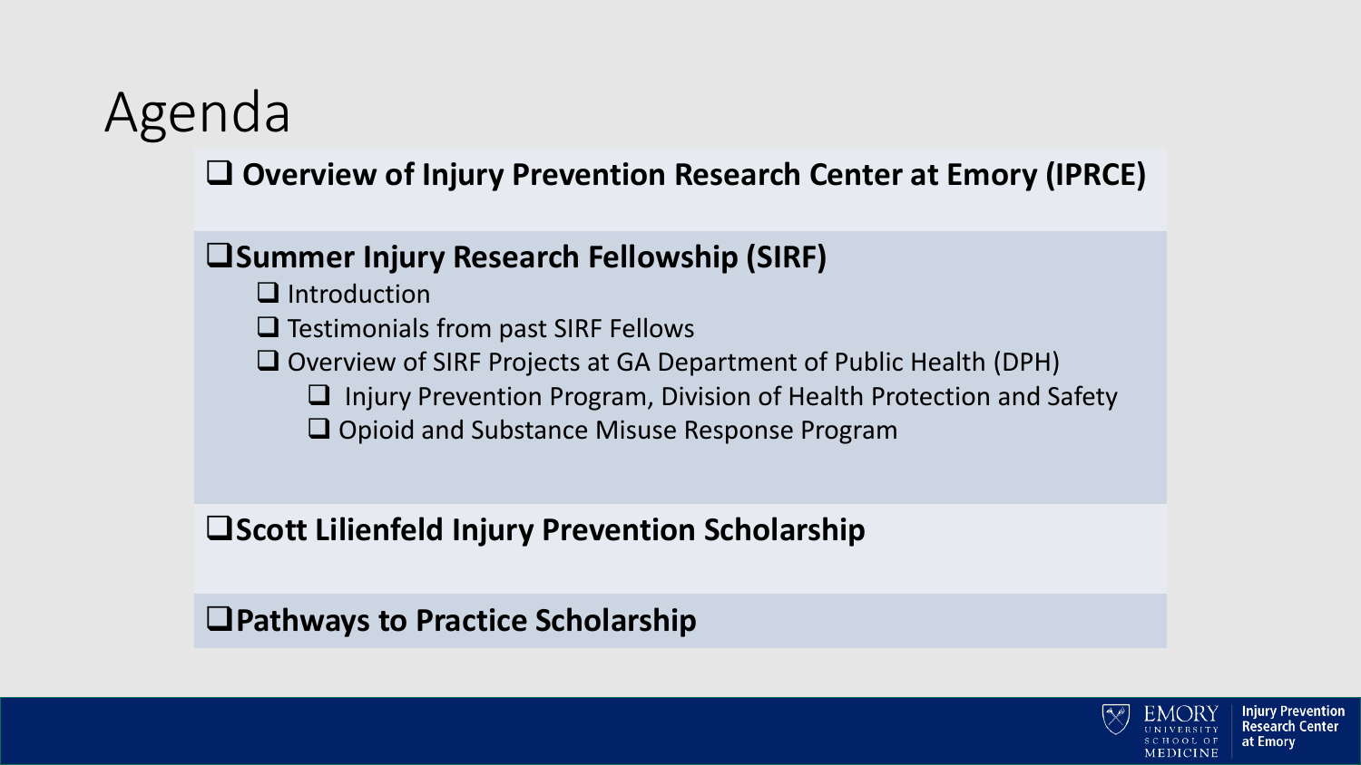# Agenda

- **Overview of Injury Prevention Research Center at Emory (IPRCE)**
- **Summer Injury Research Fellowship (SIRF)**
  - Introduction
  - Testimonials from past SIRF Fellows
  - Overview of SIRF Projects at GA Department of Public Health (DPH)
    - Injury Prevention Program, Division of Health Protection and Safety
    - Opioid and Substance Misuse Response Program
- **Scott Lilienfeld Injury Prevention Scholarship**
- **Pathways to Practice Scholarship**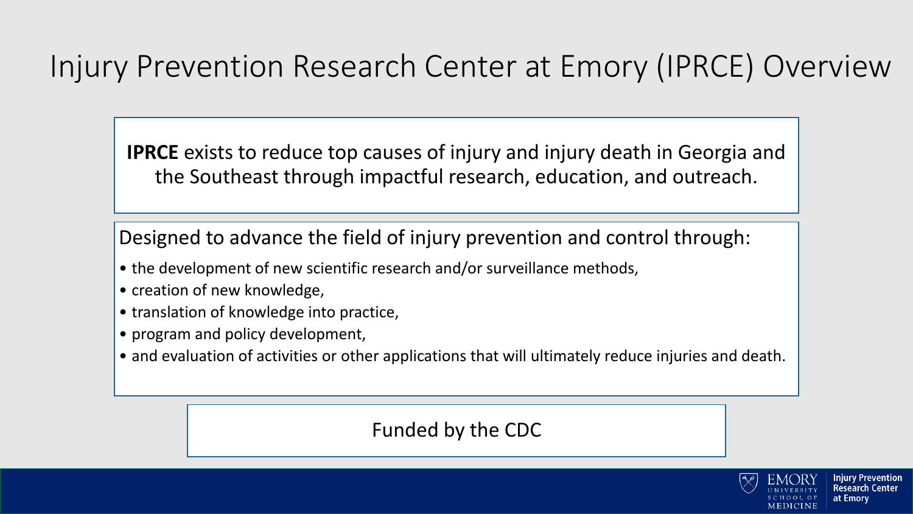# Injury Prevention Research Center at Emory (IPRCE) Overview

**IPRCE** exists to reduce top causes of injury and injury death in Georgia and the Southeast through impactful research, education, and outreach.

Designed to advance the field of injury prevention and control through:

- the development of new scientific research and/or surveillance methods,
- creation of new knowledge,
- translation of knowledge into practice,
- program and policy development,
- and evaluation of activities or other applications that will ultimately reduce injuries and death.

Funded by the CDC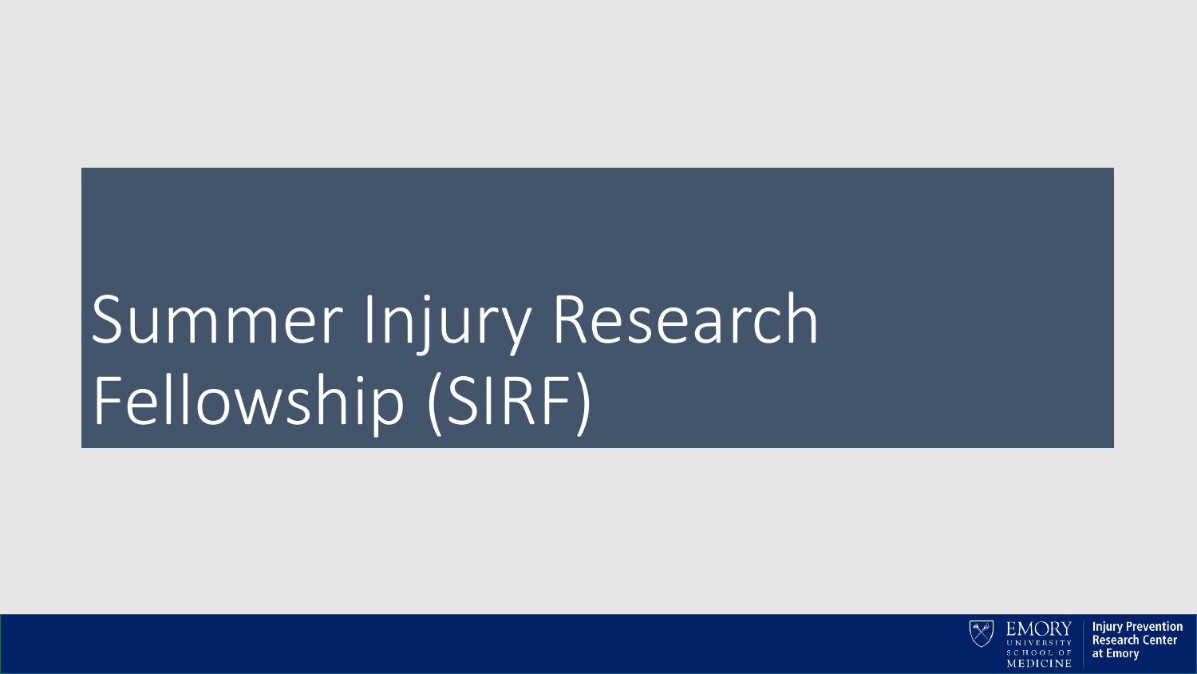# Summer Injury Research Fellowship (SIRF)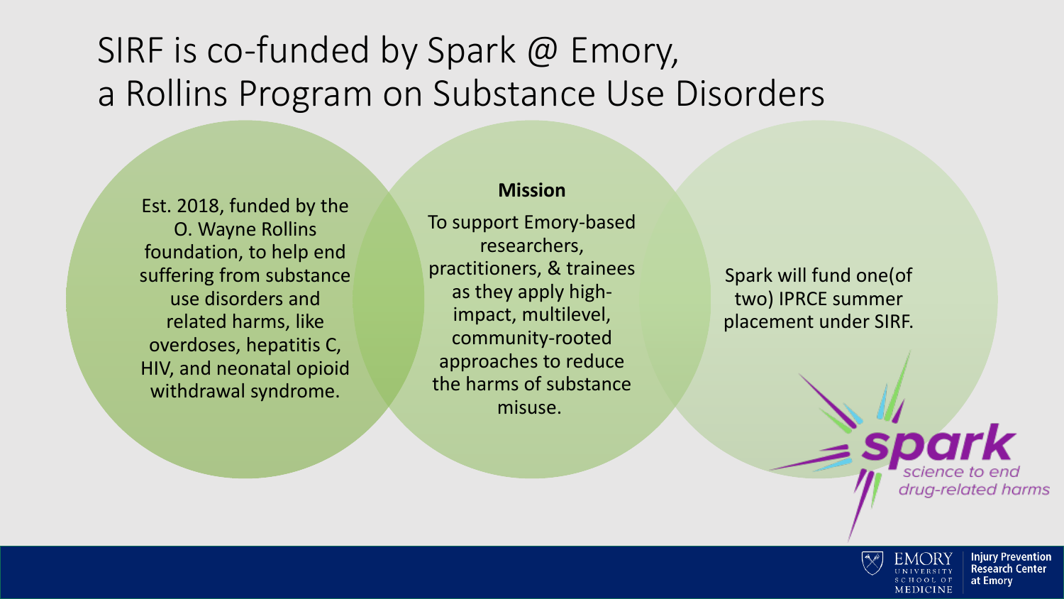# SIRF is co-funded by Spark @ Emory, a Rollins Program on Substance Use Disorders

Est. 2018, funded by the O. Wayne Rollins foundation, to help end suffering from substance use disorders and related harms, like overdoses, hepatitis C, HIV, and neonatal opioid withdrawal syndrome.

**Mission**

To support Emory-based researchers, practitioners, & trainees as they apply high-impact, multilevel, community-rooted approaches to reduce the harms of substance misuse.

Spark will fund one(of two) IPRCE summer placement under SIRF.

spark
science to end drug-related harms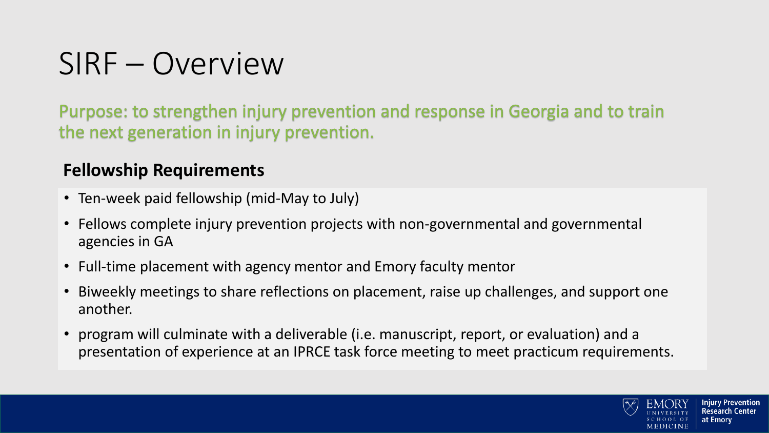# SIRF – Overview

Purpose: to strengthen injury prevention and response in Georgia and to train the next generation in injury prevention.

## Fellowship Requirements

- Ten-week paid fellowship (mid-May to July)
- Fellows complete injury prevention projects with non-governmental and governmental agencies in GA
- Full-time placement with agency mentor and Emory faculty mentor
- Biweekly meetings to share reflections on placement, raise up challenges, and support one another.
- program will culminate with a deliverable (i.e. manuscript, report, or evaluation) and a presentation of experience at an IPRCE task force meeting to meet practicum requirements.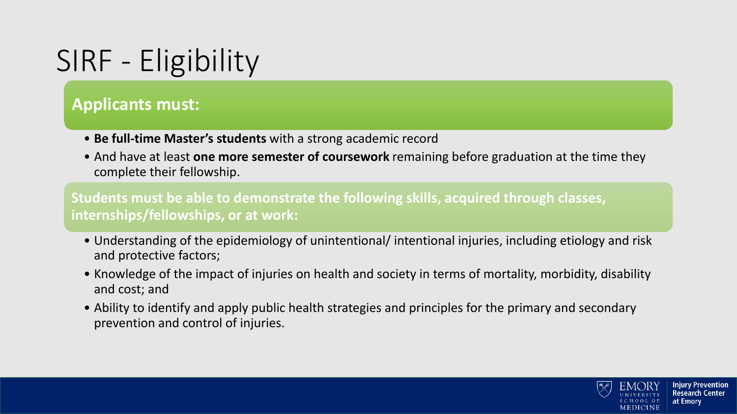# SIRF - Eligibility

**Applicants must:**

- **Be full-time Master's students** with a strong academic record
- And have at least **one more semester of coursework** remaining before graduation at the time they complete their fellowship.

**Students must be able to demonstrate the following skills, acquired through classes, internships/fellowships, or at work:**

- Understanding of the epidemiology of unintentional/ intentional injuries, including etiology and risk and protective factors;
- Knowledge of the impact of injuries on health and society in terms of mortality, morbidity, disability and cost; and
- Ability to identify and apply public health strategies and principles for the primary and secondary prevention and control of injuries.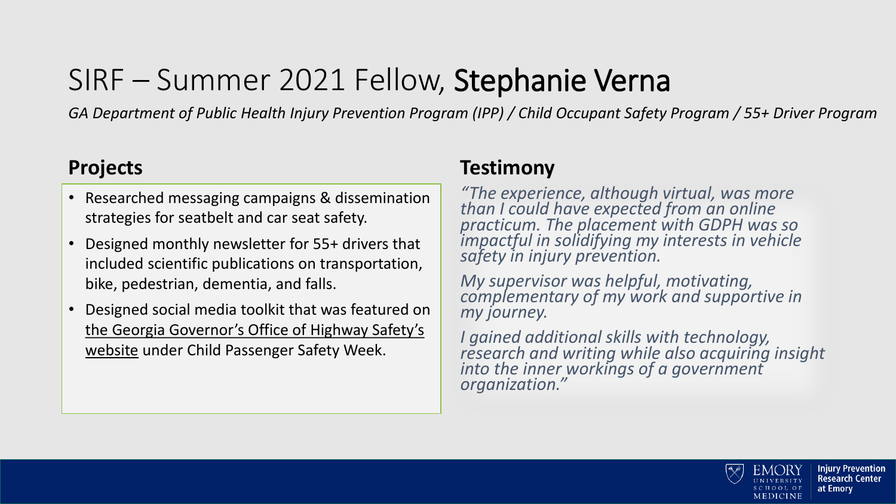# SIRF – Summer 2021 Fellow, **Stephanie Verna**

*GA Department of Public Health Injury Prevention Program (IPP) / Child Occupant Safety Program / 55+ Driver Program*

## Projects

- Researched messaging campaigns & dissemination strategies for seatbelt and car seat safety.
- Designed monthly newsletter for 55+ drivers that included scientific publications on transportation, bike, pedestrian, dementia, and falls.
- Designed social media toolkit that was featured on the Georgia Governor's Office of Highway Safety's website under Child Passenger Safety Week.

## Testimony

*"The experience, although virtual, was more than I could have expected from an online practicum. The placement with GDPH was so impactful in solidifying my interests in vehicle safety in injury prevention.*

*My supervisor was helpful, motivating, complementary of my work and supportive in my journey.*

*I gained additional skills with technology, research and writing while also acquiring insight into the inner workings of a government organization."*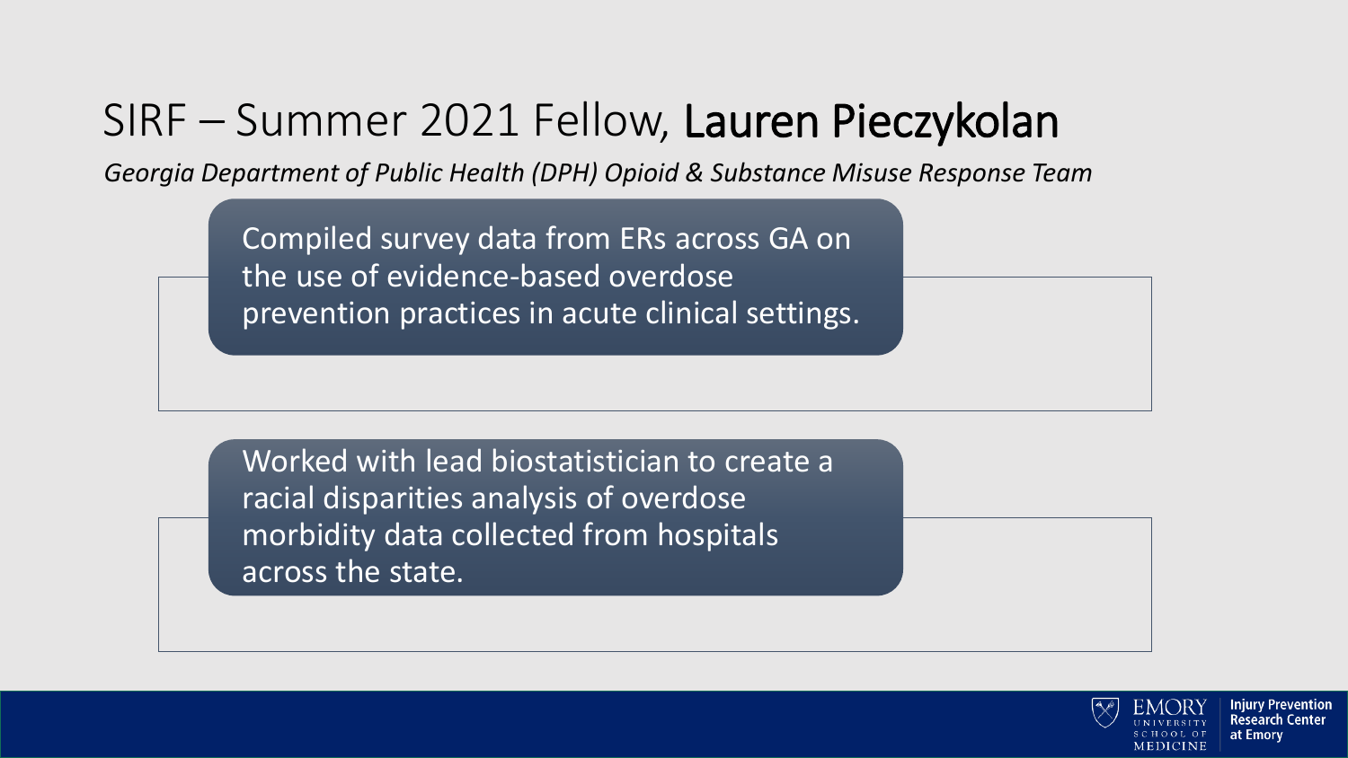# SIRF – Summer 2021 Fellow, **Lauren Pieczykolan**

*Georgia Department of Public Health (DPH) Opioid & Substance Misuse Response Team*

- Compiled survey data from ERs across GA on the use of evidence-based overdose prevention practices in acute clinical settings.

- Worked with lead biostatistician to create a racial disparities analysis of overdose morbidity data collected from hospitals across the state.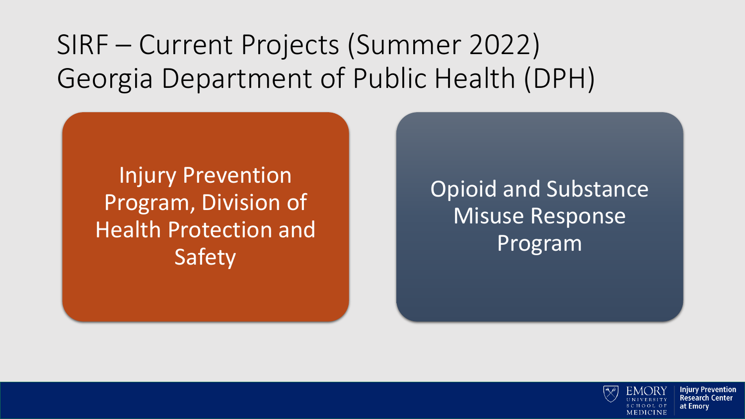# SIRF – Current Projects (Summer 2022) Georgia Department of Public Health (DPH)

- Injury Prevention Program, Division of Health Protection and Safety
- Opioid and Substance Misuse Response Program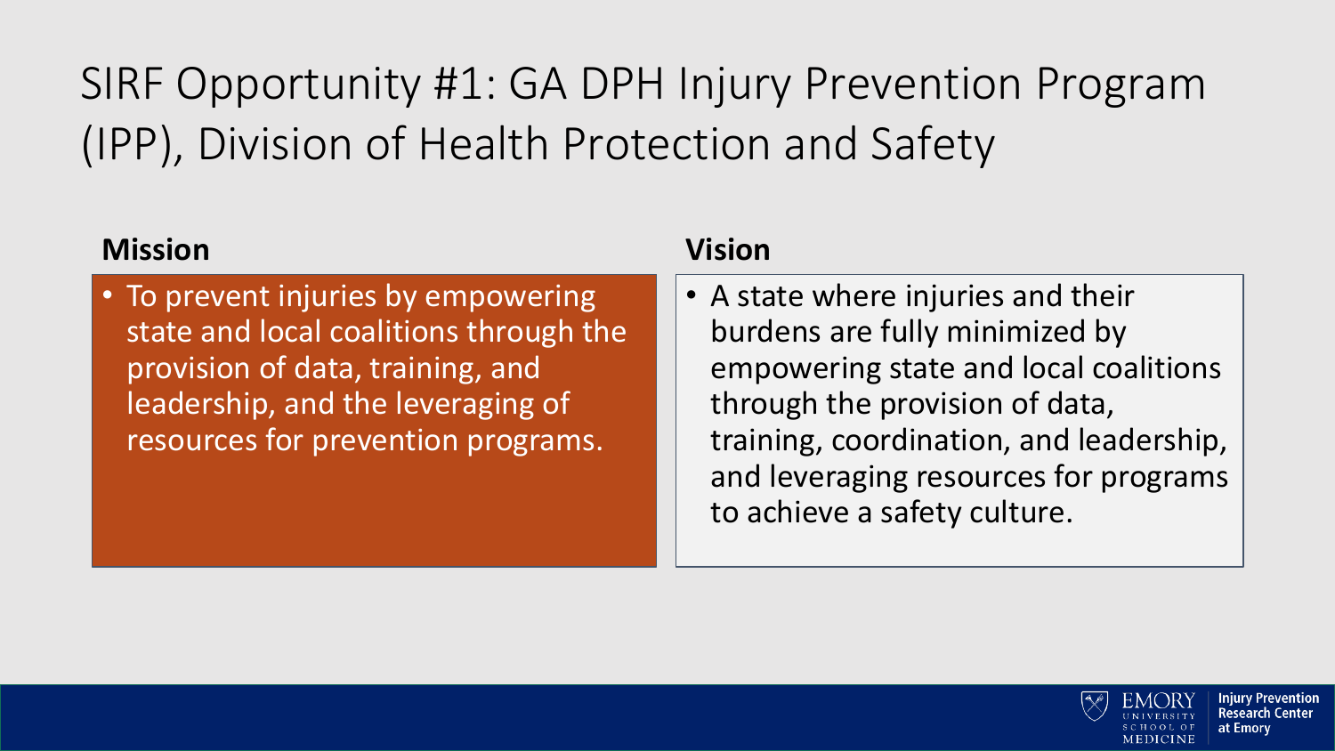# SIRF Opportunity #1: GA DPH Injury Prevention Program (IPP), Division of Health Protection and Safety

**Mission**

- To prevent injuries by empowering state and local coalitions through the provision of data, training, and leadership, and the leveraging of resources for prevention programs.

**Vision**

- A state where injuries and their burdens are fully minimized by empowering state and local coalitions through the provision of data, training, coordination, and leadership, and leveraging resources for programs to achieve a safety culture.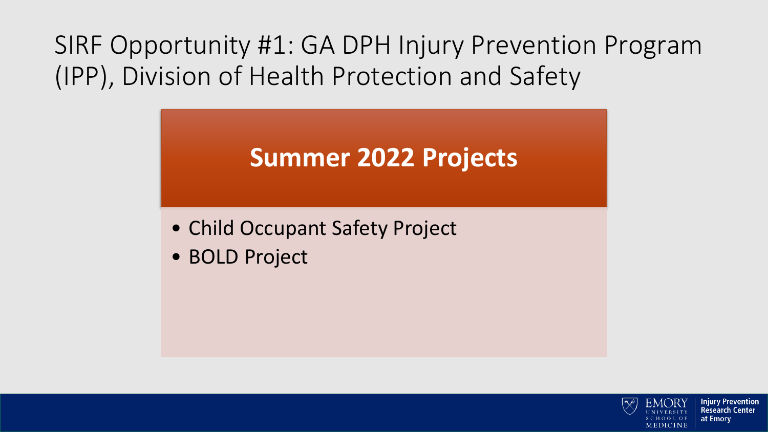# SIRF Opportunity #1: GA DPH Injury Prevention Program (IPP), Division of Health Protection and Safety

## Summer 2022 Projects

- Child Occupant Safety Project
- BOLD Project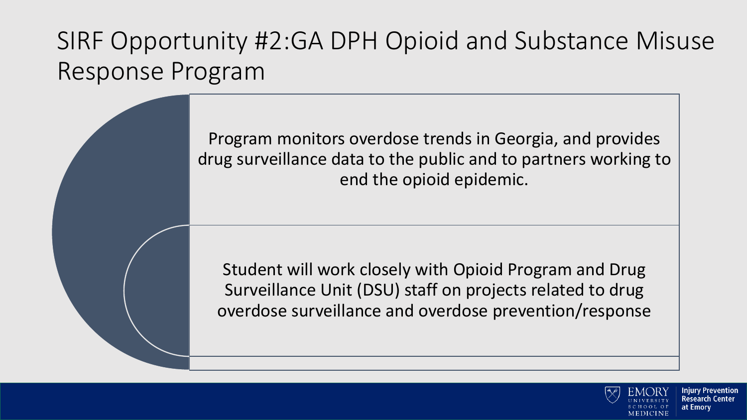# SIRF Opportunity #2:GA DPH Opioid and Substance Misuse Response Program

Program monitors overdose trends in Georgia, and provides drug surveillance data to the public and to partners working to end the opioid epidemic.

Student will work closely with Opioid Program and Drug Surveillance Unit (DSU) staff on projects related to drug overdose surveillance and overdose prevention/response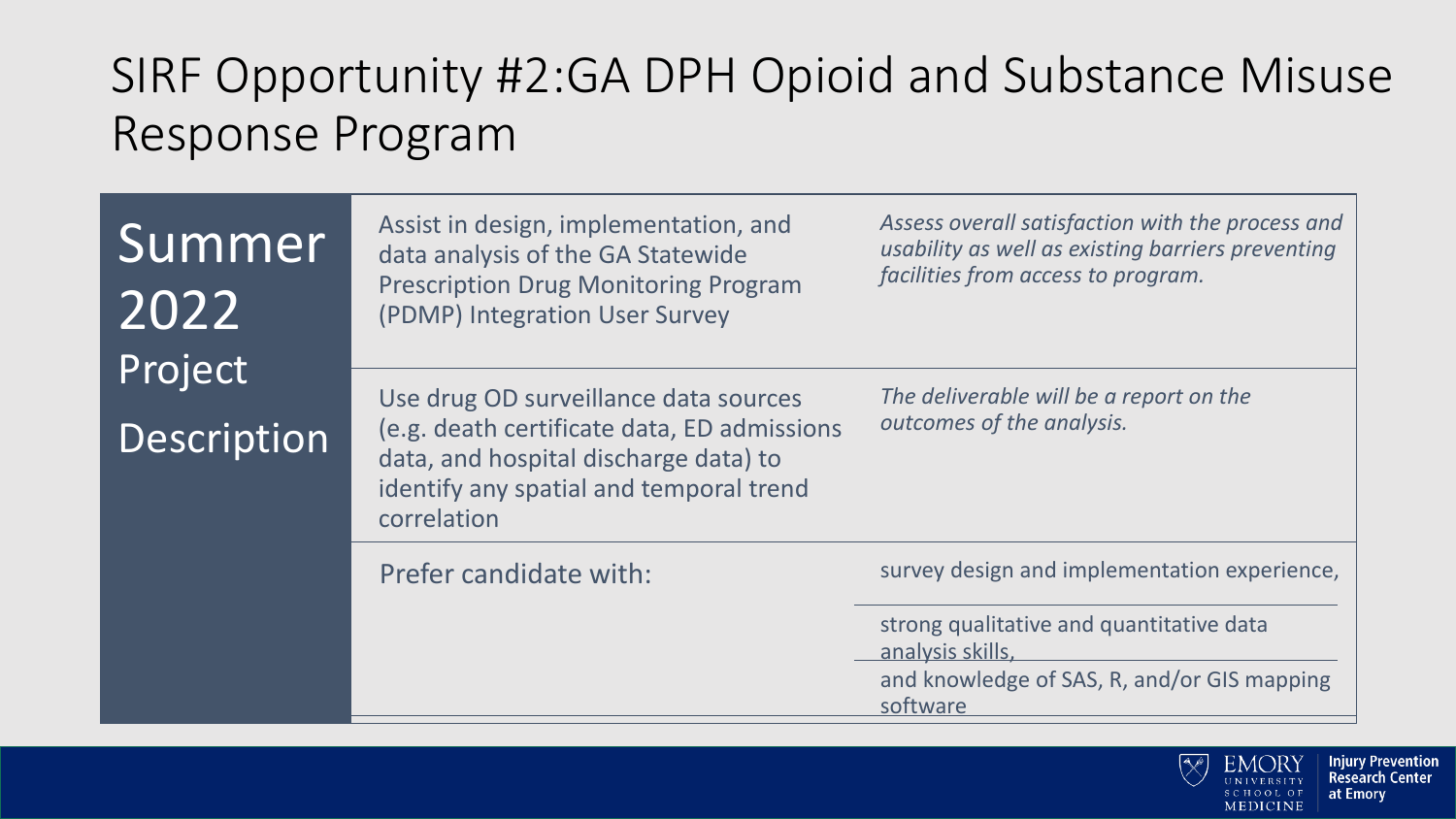# SIRF Opportunity #2:GA DPH Opioid and Substance Misuse Response Program

| Summer 2022 Project Description | | |
|---|---|---|
| | Assist in design, implementation, and data analysis of the GA Statewide Prescription Drug Monitoring Program (PDMP) Integration User Survey | *Assess overall satisfaction with the process and usability as well as existing barriers preventing facilities from access to program.* |
| | Use drug OD surveillance data sources (e.g. death certificate data, ED admissions data, and hospital discharge data) to identify any spatial and temporal trend correlation | *The deliverable will be a report on the outcomes of the analysis.* |
| | Prefer candidate with: | survey design and implementation experience, |
| | | strong qualitative and quantitative data analysis skills, |
| | | and knowledge of SAS, R, and/or GIS mapping software |

EMORY UNIVERSITY SCHOOL OF MEDICINE | Injury Prevention Research Center at Emory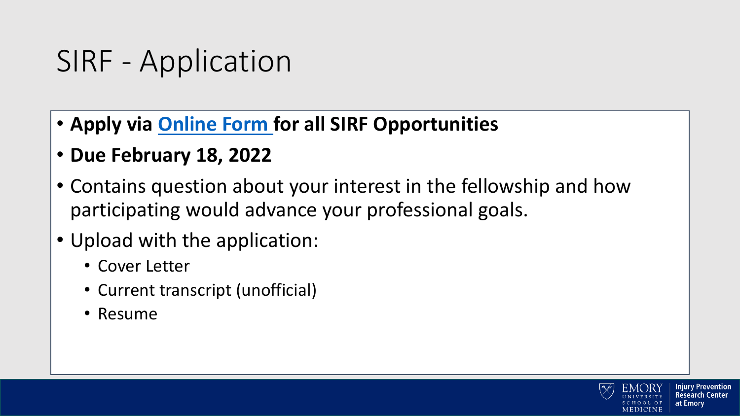# SIRF - Application

- **Apply via Online Form for all SIRF Opportunities**
- **Due February 18, 2022**
- Contains question about your interest in the fellowship and how participating would advance your professional goals.
- Upload with the application:
  - Cover Letter
  - Current transcript (unofficial)
  - Resume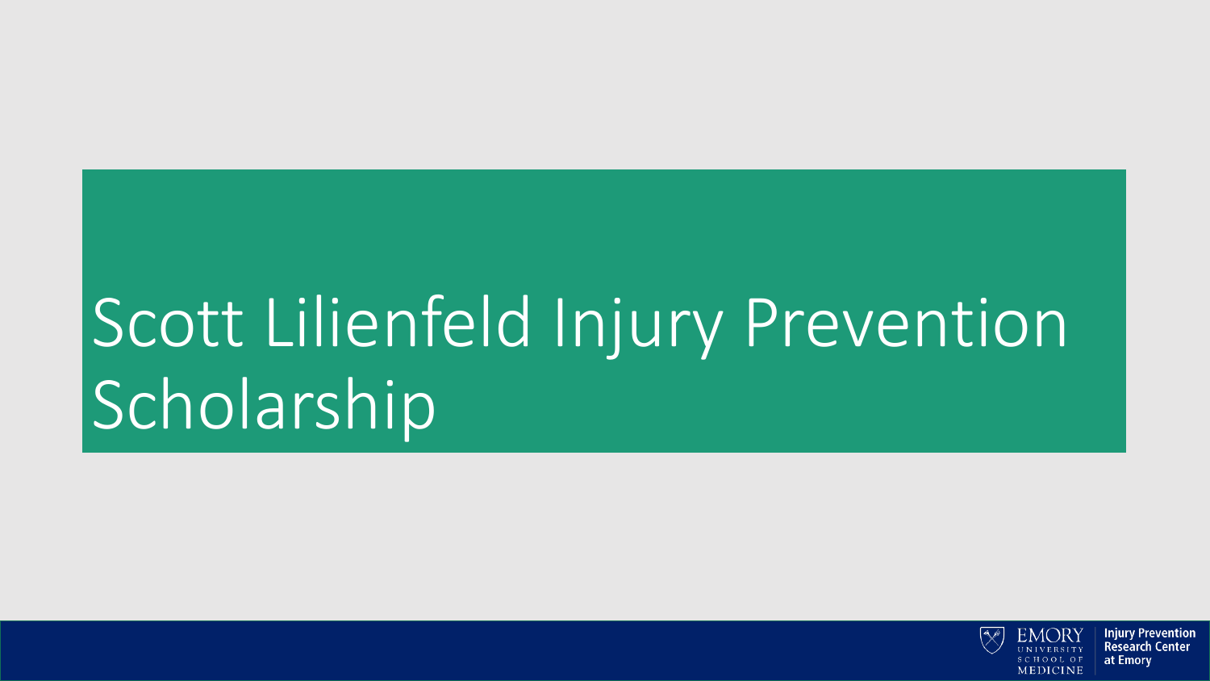# Scott Lilienfeld Injury Prevention Scholarship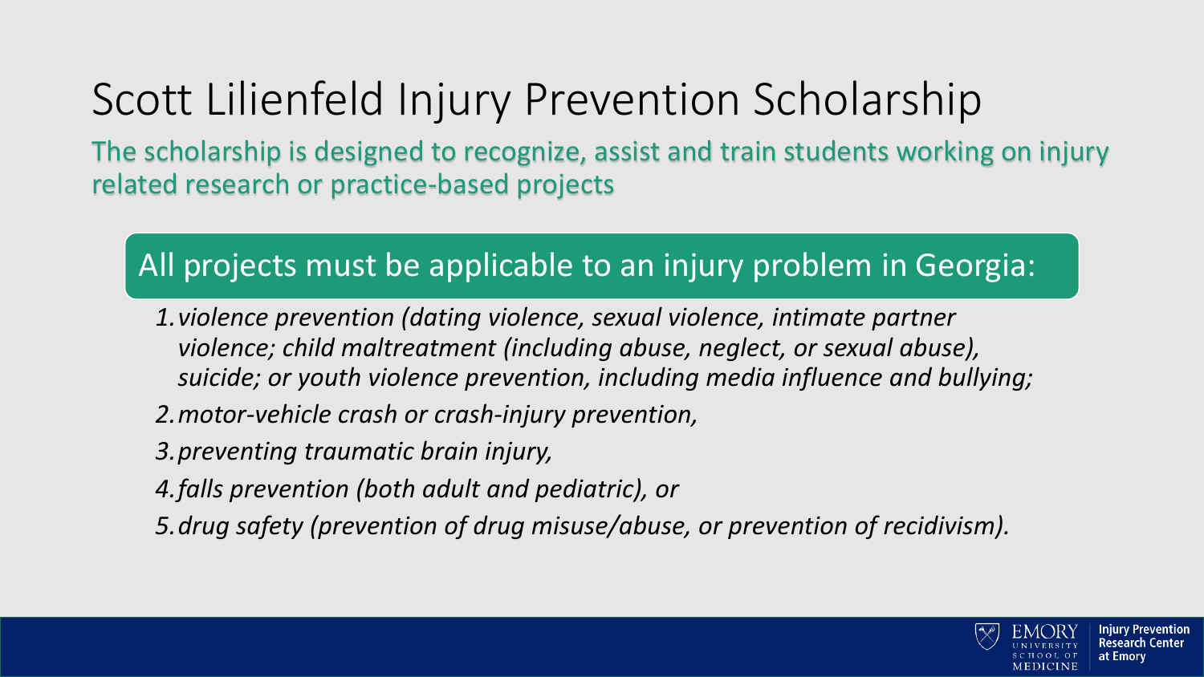# Scott Lilienfeld Injury Prevention Scholarship

The scholarship is designed to recognize, assist and train students working on injury related research or practice-based projects

## All projects must be applicable to an injury problem in Georgia:

1. *violence prevention (dating violence, sexual violence, intimate partner violence; child maltreatment (including abuse, neglect, or sexual abuse), suicide; or youth violence prevention, including media influence and bullying;*
2. *motor-vehicle crash or crash-injury prevention,*
3. *preventing traumatic brain injury,*
4. *falls prevention (both adult and pediatric), or*
5. *drug safety (prevention of drug misuse/abuse, or prevention of recidivism).*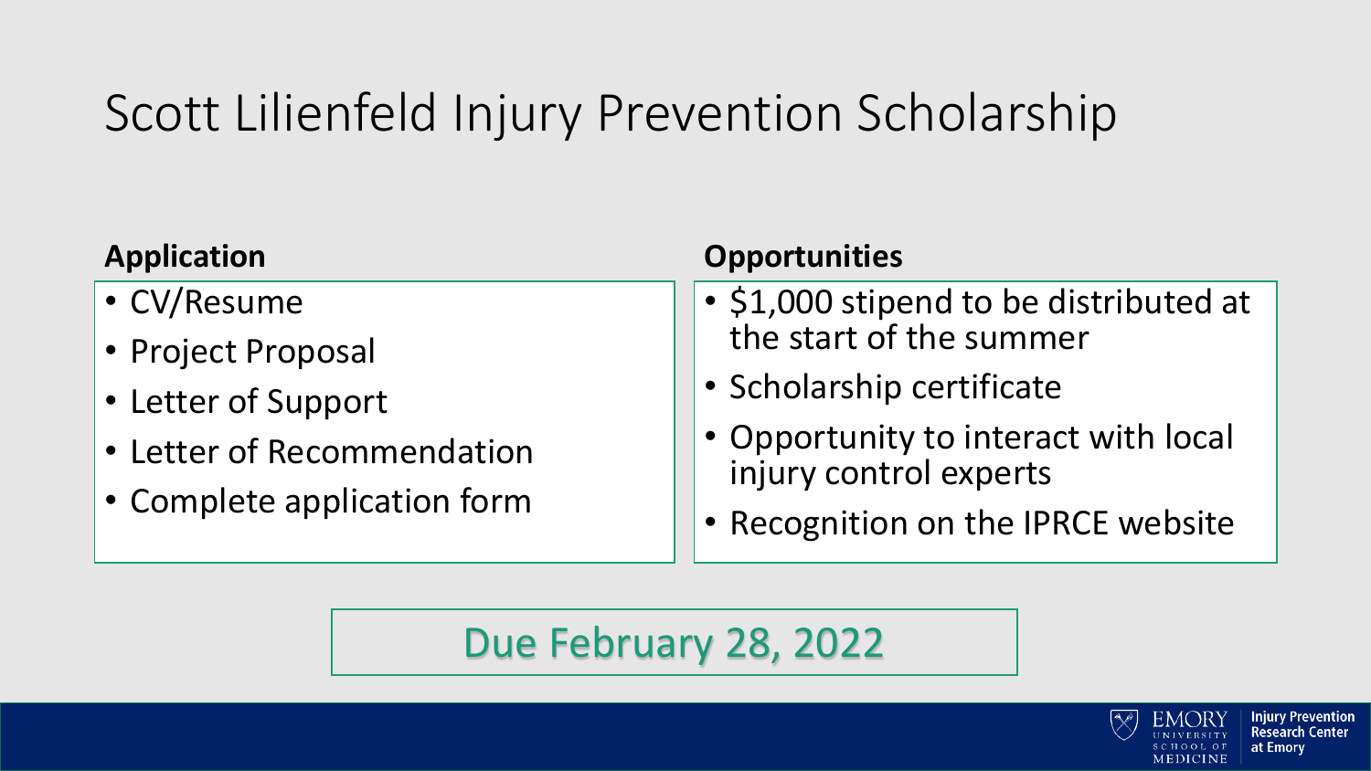# Scott Lilienfeld Injury Prevention Scholarship

**Application**

- CV/Resume
- Project Proposal
- Letter of Support
- Letter of Recommendation
- Complete application form

**Opportunities**

- $1,000 stipend to be distributed at the start of the summer
- Scholarship certificate
- Opportunity to interact with local injury control experts
- Recognition on the IPRCE website

Due February 28, 2022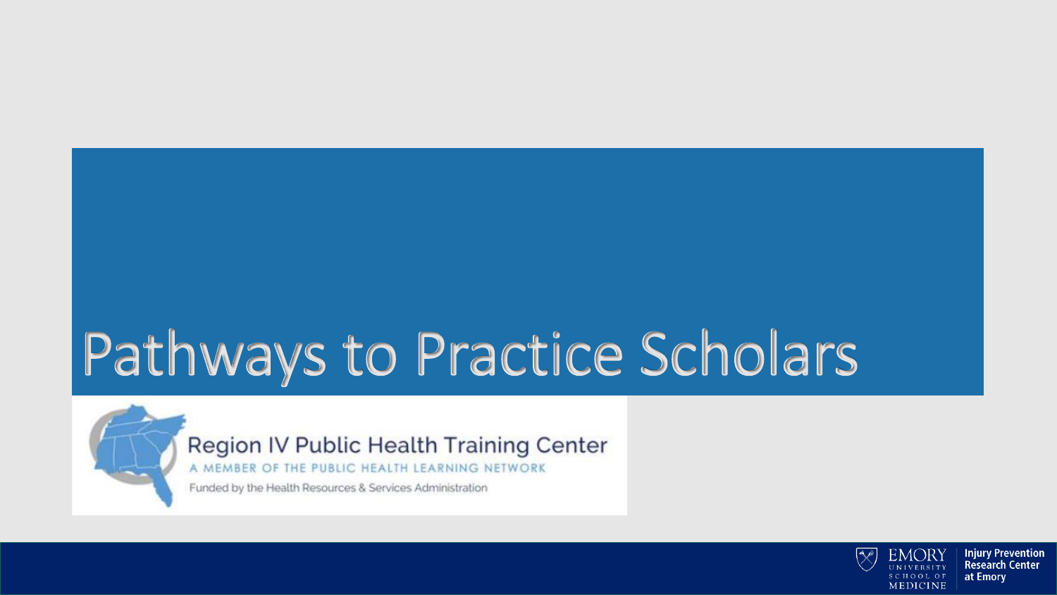# Pathways to Practice Scholars

Region IV Public Health Training Center

A MEMBER OF THE PUBLIC HEALTH LEARNING NETWORK

Funded by the Health Resources & Services Administration

EMORY UNIVERSITY SCHOOL OF MEDICINE

Injury Prevention Research Center at Emory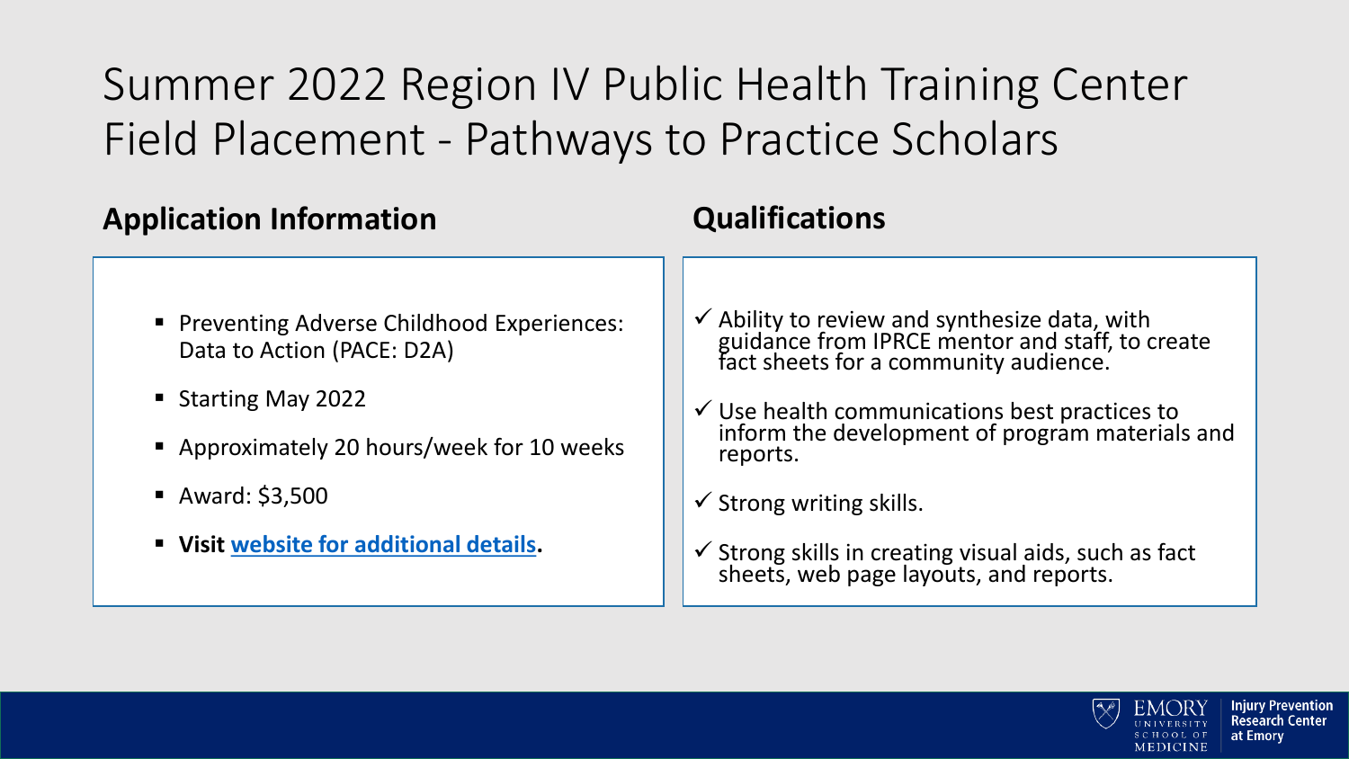# Summer 2022 Region IV Public Health Training Center Field Placement - Pathways to Practice Scholars

## Application Information

- Preventing Adverse Childhood Experiences: Data to Action (PACE: D2A)
- Starting May 2022
- Approximately 20 hours/week for 10 weeks
- Award: $3,500
- **Visit website for additional details.**

## Qualifications

- ✓ Ability to review and synthesize data, with guidance from IPRCE mentor and staff, to create fact sheets for a community audience.
- ✓ Use health communications best practices to inform the development of program materials and reports.
- ✓ Strong writing skills.
- ✓ Strong skills in creating visual aids, such as fact sheets, web page layouts, and reports.

Emory University School of Medicine | Injury Prevention Research Center at Emory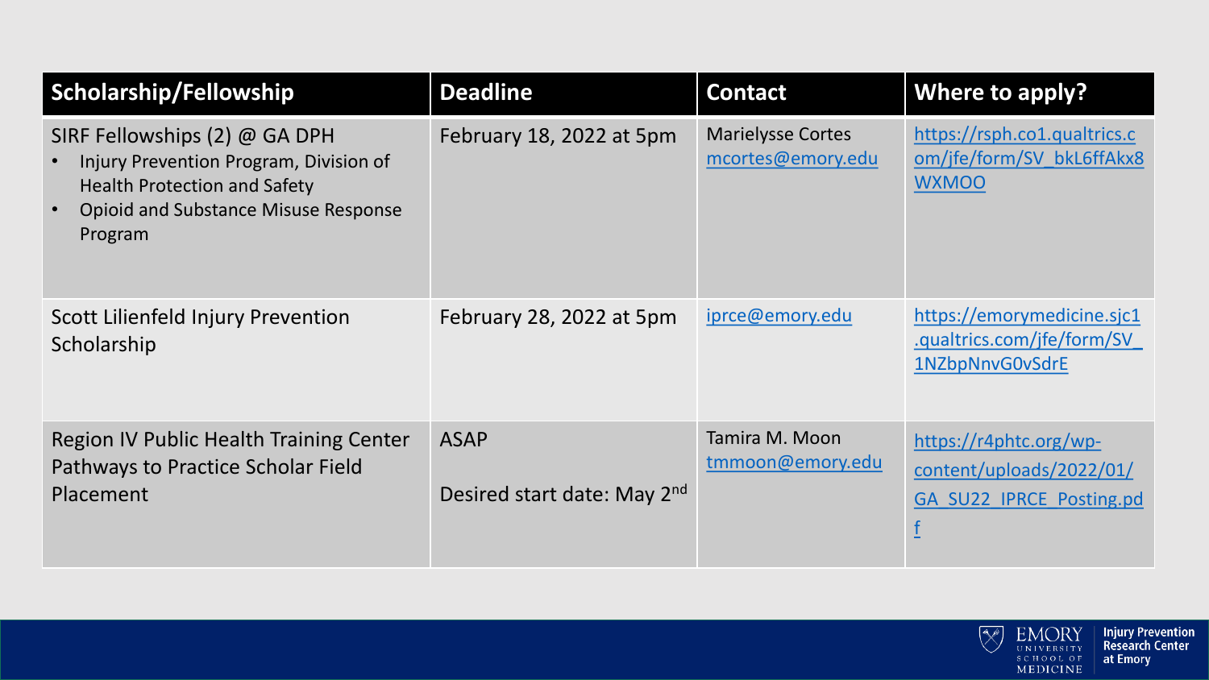| Scholarship/Fellowship | Deadline | Contact | Where to apply? |
| --- | --- | --- | --- |
| SIRF Fellowships (2) @ GA DPH<br>• Injury Prevention Program, Division of Health Protection and Safety<br>• Opioid and Substance Misuse Response Program | February 18, 2022 at 5pm | Marielysse Cortes<br>mcortes@emory.edu | https://rsph.co1.qualtrics.com/jfe/form/SV_bkL6ffAkx8WXMOO |
| Scott Lilienfeld Injury Prevention Scholarship | February 28, 2022 at 5pm | iprce@emory.edu | https://emorymedicine.sjc1.qualtrics.com/jfe/form/SV_1NZbpNnvG0vSdrE |
| Region IV Public Health Training Center Pathways to Practice Scholar Field Placement | ASAP<br><br>Desired start date: May 2nd | Tamira M. Moon<br>tmmoon@emory.edu | https://r4phtc.org/wp-content/uploads/2022/01/GA_SU22_IPRCE_Posting.pdf |

EMORY UNIVERSITY SCHOOL OF MEDICINE

Injury Prevention Research Center at Emory